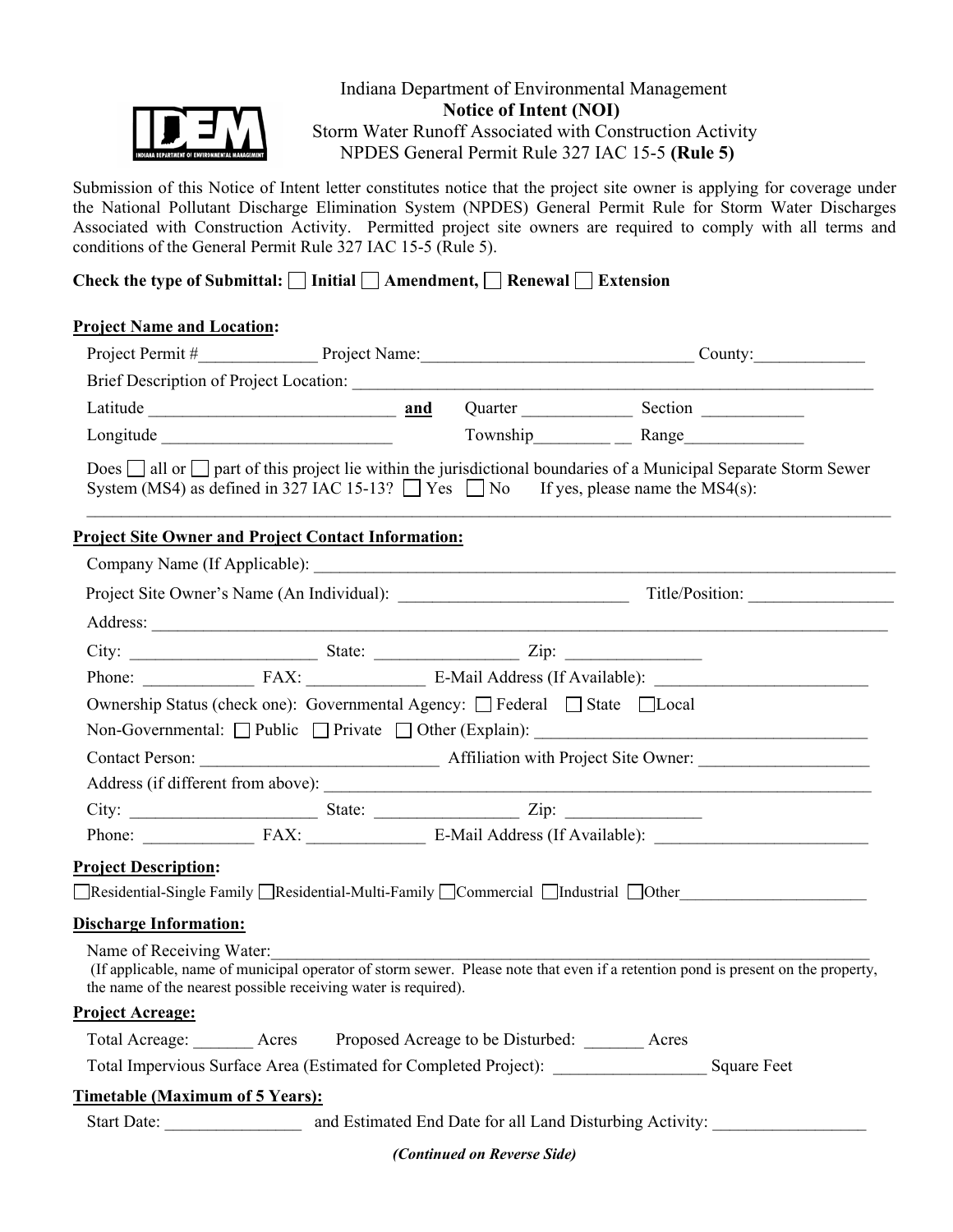Indiana Department of Environmental Management

**Notice of Intent (NOI)**

Storm Water Runoff Associated with Construction Activity

NPDES General Permit Rule 327 IAC 15-5 **(Rule 5)**

Submission of this Notice of Intent letter constitutes notice that the project site owner is applying for coverage under the National Pollutant Discharge Elimination System (NPDES) General Permit Rule for Storm Water Discharges Associated with Construction Activity. Permitted project site owners are required to comply with all terms and conditions of the General Permit Rule 327 IAC 15-5 (Rule 5).

**Check the type of Submittal:** ☐ **Initial** ☐ **Amendment,** ☐ **Renewal** ☐ **Extension**

**Project Name and Location:**

Project Permit #_____________ Project Name:_______________________________ County:____________

Brief Description of Project Location: ______________________________________________________________

Latitude ____________________________ **and** Quarter ____________ Section ___________

Longitude ___________________________ Township________ __ Range_____________

Does ☐ all or ☐ part of this project lie within the jurisdictional boundaries of a Municipal Separate Storm Sewer System (MS4) as defined in 327 IAC 15-13? ☐ Yes ☐ No If yes, please name the MS4(s):

______________________________________________________________________________________________

**Project Site Owner and Project Contact Information:**

Company Name (If Applicable): _________________________________________________________________

Project Site Owner's Name (An Individual): __________________________ Title/Position: ________________

Address: ___________________________________________________________________________________

City: _____________________ State: ________________ Zip: _______________

Phone: ____________ FAX: _____________ E-Mail Address (If Available): ________________________

Ownership Status (check one): Governmental Agency: ☐ Federal ☐ State ☐ Local

Non-Governmental: ☐ Public ☐ Private ☐ Other (Explain): ______________________________________

Contact Person: ___________________________ Affiliation with Project Site Owner: __________________

Address (if different from above): _______________________________________________________________

City: _____________________ State: ________________ Zip: _______________

Phone: ____________ FAX: _____________ E-Mail Address (If Available): ________________________

**Project Description:**

☐ Residential-Single Family ☐ Residential-Multi-Family ☐ Commercial ☐ Industrial ☐ Other______________________

**Discharge Information:**

Name of Receiving Water:________________________________________________________________________

(If applicable, name of municipal operator of storm sewer. Please note that even if a retention pond is present on the property, the name of the nearest possible receiving water is required).

**Project Acreage:**

Total Acreage: _______ Acres Proposed Acreage to be Disturbed: _______ Acres

Total Impervious Surface Area (Estimated for Completed Project): _________________ Square Feet

**Timetable (Maximum of 5 Years):**

Start Date: _______________ and Estimated End Date for all Land Disturbing Activity: _________________

***(Continued on Reverse Side)***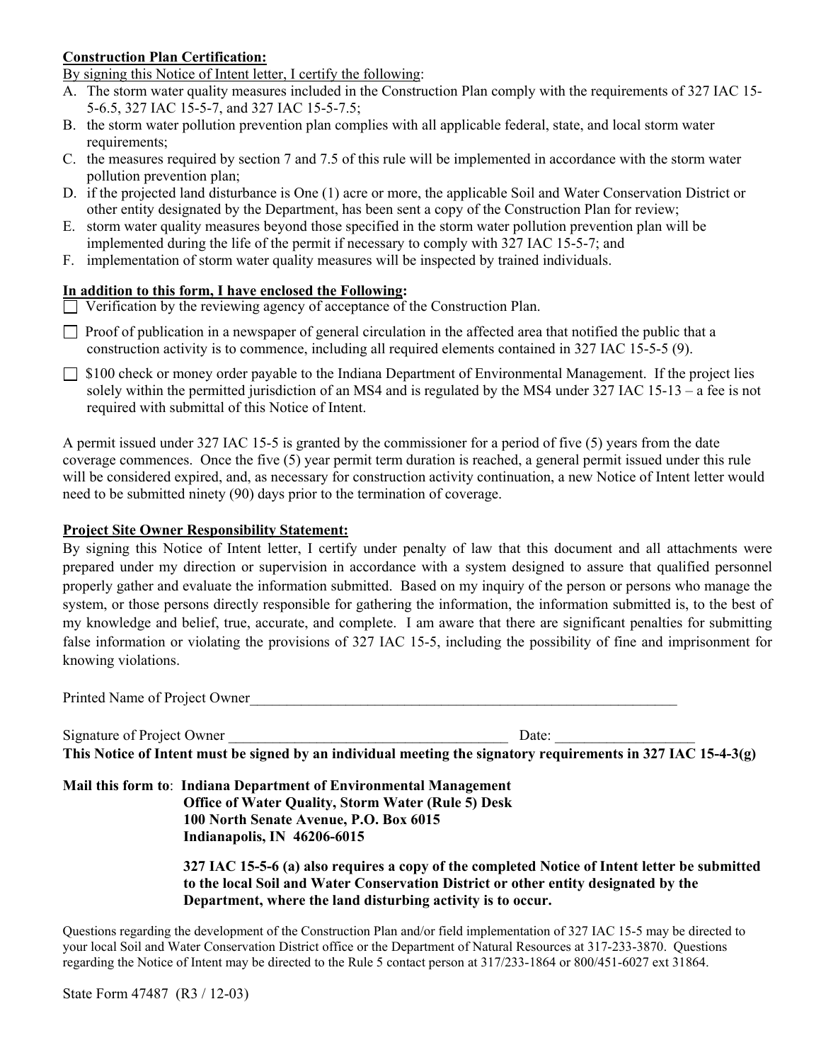**Construction Plan Certification:**

By signing this Notice of Intent letter, I certify the following:

A. The storm water quality measures included in the Construction Plan comply with the requirements of 327 IAC 15-5-6.5, 327 IAC 15-5-7, and 327 IAC 15-5-7.5;

B. the storm water pollution prevention plan complies with all applicable federal, state, and local storm water requirements;

C. the measures required by section 7 and 7.5 of this rule will be implemented in accordance with the storm water pollution prevention plan;

D. if the projected land disturbance is One (1) acre or more, the applicable Soil and Water Conservation District or other entity designated by the Department, has been sent a copy of the Construction Plan for review;

E. storm water quality measures beyond those specified in the storm water pollution prevention plan will be implemented during the life of the permit if necessary to comply with 327 IAC 15-5-7; and

F. implementation of storm water quality measures will be inspected by trained individuals.

**In addition to this form, I have enclosed the Following:**

☐ Verification by the reviewing agency of acceptance of the Construction Plan.

☐ Proof of publication in a newspaper of general circulation in the affected area that notified the public that a construction activity is to commence, including all required elements contained in 327 IAC 15-5-5 (9).

☐ $100 check or money order payable to the Indiana Department of Environmental Management. If the project lies solely within the permitted jurisdiction of an MS4 and is regulated by the MS4 under 327 IAC 15-13 – a fee is not required with submittal of this Notice of Intent.

A permit issued under 327 IAC 15-5 is granted by the commissioner for a period of five (5) years from the date coverage commences. Once the five (5) year permit term duration is reached, a general permit issued under this rule will be considered expired, and, as necessary for construction activity continuation, a new Notice of Intent letter would need to be submitted ninety (90) days prior to the termination of coverage.

**Project Site Owner Responsibility Statement:**

By signing this Notice of Intent letter, I certify under penalty of law that this document and all attachments were prepared under my direction or supervision in accordance with a system designed to assure that qualified personnel properly gather and evaluate the information submitted. Based on my inquiry of the person or persons who manage the system, or those persons directly responsible for gathering the information, the information submitted is, to the best of my knowledge and belief, true, accurate, and complete. I am aware that there are significant penalties for submitting false information or violating the provisions of 327 IAC 15-5, including the possibility of fine and imprisonment for knowing violations.

Printed Name of Project Owner_______________________________________________________________

Signature of Project Owner _______________________________________ Date: ___________________

**This Notice of Intent must be signed by an individual meeting the signatory requirements in 327 IAC 15-4-3(g)**

**Mail this form to**: **Indiana Department of Environmental Management**
**Office of Water Quality, Storm Water (Rule 5) Desk**
**100 North Senate Avenue, P.O. Box 6015**
**Indianapolis, IN 46206-6015**

**327 IAC 15-5-6 (a) also requires a copy of the completed Notice of Intent letter be submitted to the local Soil and Water Conservation District or other entity designated by the Department, where the land disturbing activity is to occur.**

Questions regarding the development of the Construction Plan and/or field implementation of 327 IAC 15-5 may be directed to your local Soil and Water Conservation District office or the Department of Natural Resources at 317-233-3870. Questions regarding the Notice of Intent may be directed to the Rule 5 contact person at 317/233-1864 or 800/451-6027 ext 31864.

State Form 47487 (R3 / 12-03)